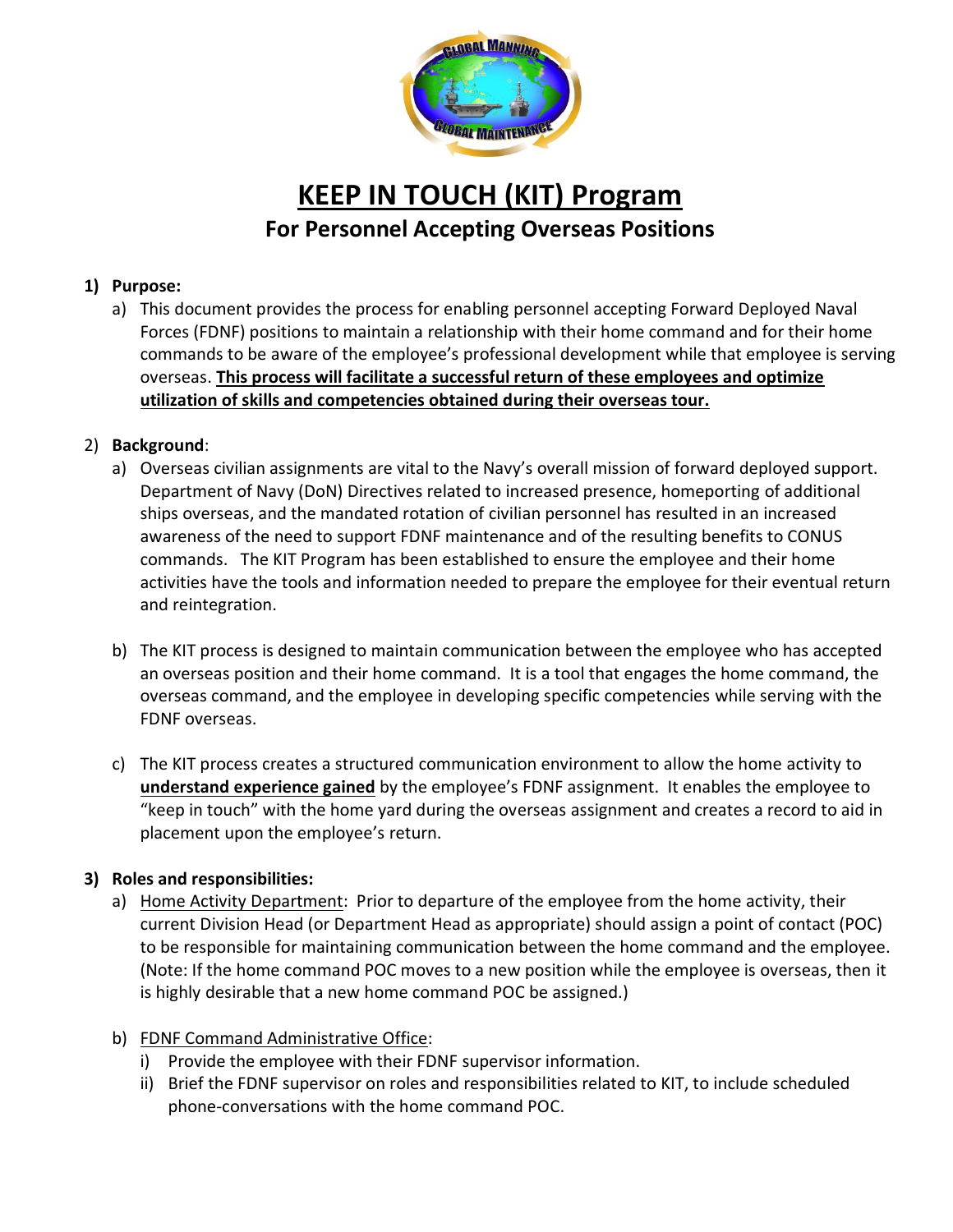# KEEP IN TOUCH (KIT) Program

## For Personnel Accepting Overseas Positions

1) **Purpose:**
   a) This document provides the process for enabling personnel accepting Forward Deployed Naval Forces (FDNF) positions to maintain a relationship with their home command and for their home commands to be aware of the employee's professional development while that employee is serving overseas. **This process will facilitate a successful return of these employees and optimize utilization of skills and competencies obtained during their overseas tour.**

2) **Background**:
   a) Overseas civilian assignments are vital to the Navy's overall mission of forward deployed support. Department of Navy (DoN) Directives related to increased presence, homeporting of additional ships overseas, and the mandated rotation of civilian personnel has resulted in an increased awareness of the need to support FDNF maintenance and of the resulting benefits to CONUS commands. The KIT Program has been established to ensure the employee and their home activities have the tools and information needed to prepare the employee for their eventual return and reintegration.

   b) The KIT process is designed to maintain communication between the employee who has accepted an overseas position and their home command. It is a tool that engages the home command, the overseas command, and the employee in developing specific competencies while serving with the FDNF overseas.

   c) The KIT process creates a structured communication environment to allow the home activity to **understand experience gained** by the employee's FDNF assignment. It enables the employee to "keep in touch" with the home yard during the overseas assignment and creates a record to aid in placement upon the employee's return.

3) **Roles and responsibilities:**
   a) Home Activity Department: Prior to departure of the employee from the home activity, their current Division Head (or Department Head as appropriate) should assign a point of contact (POC) to be responsible for maintaining communication between the home command and the employee. (Note: If the home command POC moves to a new position while the employee is overseas, then it is highly desirable that a new home command POC be assigned.)

   b) FDNF Command Administrative Office:
      i) Provide the employee with their FDNF supervisor information.
      ii) Brief the FDNF supervisor on roles and responsibilities related to KIT, to include scheduled phone-conversations with the home command POC.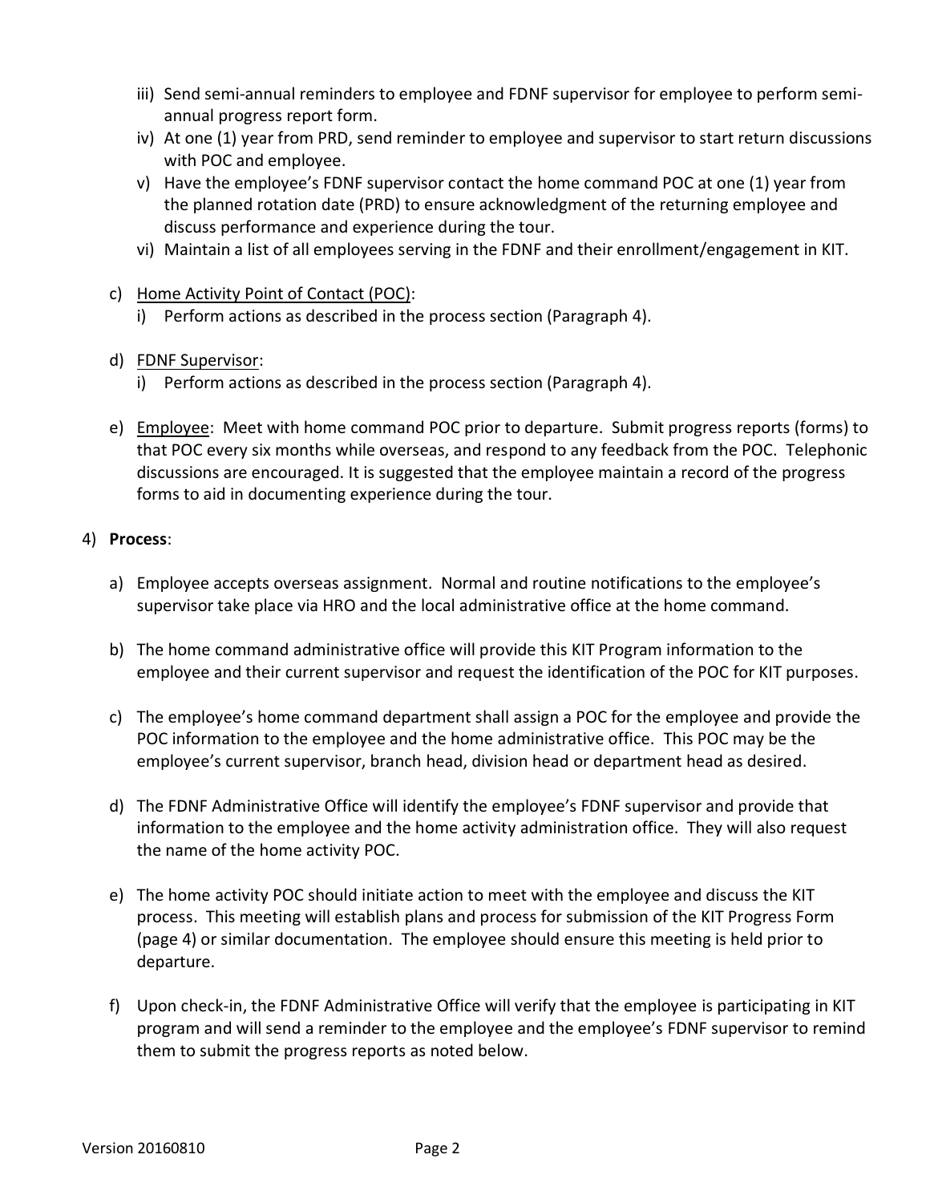iii) Send semi-annual reminders to employee and FDNF supervisor for employee to perform semi-annual progress report form.

iv) At one (1) year from PRD, send reminder to employee and supervisor to start return discussions with POC and employee.

v) Have the employee's FDNF supervisor contact the home command POC at one (1) year from the planned rotation date (PRD) to ensure acknowledgment of the returning employee and discuss performance and experience during the tour.

vi) Maintain a list of all employees serving in the FDNF and their enrollment/engagement in KIT.

c) Home Activity Point of Contact (POC):

i) Perform actions as described in the process section (Paragraph 4).

d) FDNF Supervisor:

i) Perform actions as described in the process section (Paragraph 4).

e) Employee: Meet with home command POC prior to departure. Submit progress reports (forms) to that POC every six months while overseas, and respond to any feedback from the POC. Telephonic discussions are encouraged. It is suggested that the employee maintain a record of the progress forms to aid in documenting experience during the tour.

4) **Process**:

a) Employee accepts overseas assignment. Normal and routine notifications to the employee's supervisor take place via HRO and the local administrative office at the home command.

b) The home command administrative office will provide this KIT Program information to the employee and their current supervisor and request the identification of the POC for KIT purposes.

c) The employee's home command department shall assign a POC for the employee and provide the POC information to the employee and the home administrative office. This POC may be the employee's current supervisor, branch head, division head or department head as desired.

d) The FDNF Administrative Office will identify the employee's FDNF supervisor and provide that information to the employee and the home activity administration office. They will also request the name of the home activity POC.

e) The home activity POC should initiate action to meet with the employee and discuss the KIT process. This meeting will establish plans and process for submission of the KIT Progress Form (page 4) or similar documentation. The employee should ensure this meeting is held prior to departure.

f) Upon check-in, the FDNF Administrative Office will verify that the employee is participating in KIT program and will send a reminder to the employee and the employee's FDNF supervisor to remind them to submit the progress reports as noted below.

Version 20160810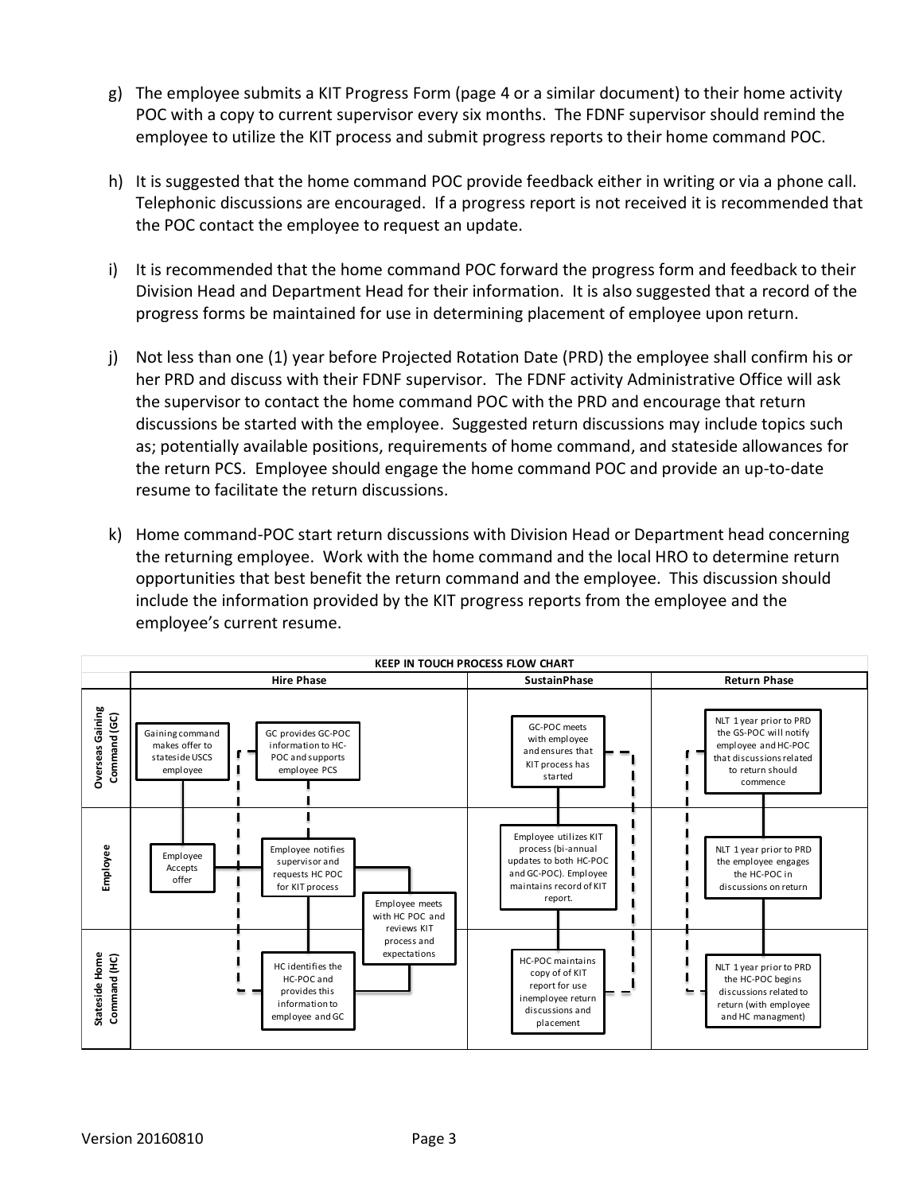g) The employee submits a KIT Progress Form (page 4 or a similar document) to their home activity POC with a copy to current supervisor every six months. The FDNF supervisor should remind the employee to utilize the KIT process and submit progress reports to their home command POC.

h) It is suggested that the home command POC provide feedback either in writing or via a phone call. Telephonic discussions are encouraged. If a progress report is not received it is recommended that the POC contact the employee to request an update.

i) It is recommended that the home command POC forward the progress form and feedback to their Division Head and Department Head for their information. It is also suggested that a record of the progress forms be maintained for use in determining placement of employee upon return.

j) Not less than one (1) year before Projected Rotation Date (PRD) the employee shall confirm his or her PRD and discuss with their FDNF supervisor. The FDNF activity Administrative Office will ask the supervisor to contact the home command POC with the PRD and encourage that return discussions be started with the employee. Suggested return discussions may include topics such as; potentially available positions, requirements of home command, and stateside allowances for the return PCS. Employee should engage the home command POC and provide an up-to-date resume to facilitate the return discussions.

k) Home command-POC start return discussions with Division Head or Department head concerning the returning employee. Work with the home command and the local HRO to determine return opportunities that best benefit the return command and the employee. This discussion should include the information provided by the KIT progress reports from the employee and the employee's current resume.

**KEEP IN TOUCH PROCESS FLOW CHART**

| | Hire Phase | SustainPhase | Return Phase |
|---|---|---|---|
| **Overseas Gaining Command (GC)** | Gaining command makes offer to stateside USCS employee; GC provides GC-POC information to HC-POC and supports employee PCS | GC-POC meets with employee and ensures that KIT process has started | NLT 1 year prior to PRD the GS-POC will notify employee and HC-POC that discussions related to return should commence |
| **Employee** | Employee Accepts offer; Employee notifies supervisor and requests HC POC for KIT process; Employee meets with HC POC and reviews KIT process and expectations | Employee utilizes KIT process (bi-annual updates to both HC-POC and GC-POC). Employee maintains record of KIT report. | NLT 1 year prior to PRD the employee engages the HC-POC in discussions on return |
| **Stateside Home Command (HC)** | HC identifies the HC-POC and provides this information to employee and GC | HC-POC maintains copy of of KIT report for use inemployee return discussions and placement | NLT 1 year prior to PRD the HC-POC begins discussions related to return (with employee and HC managment) |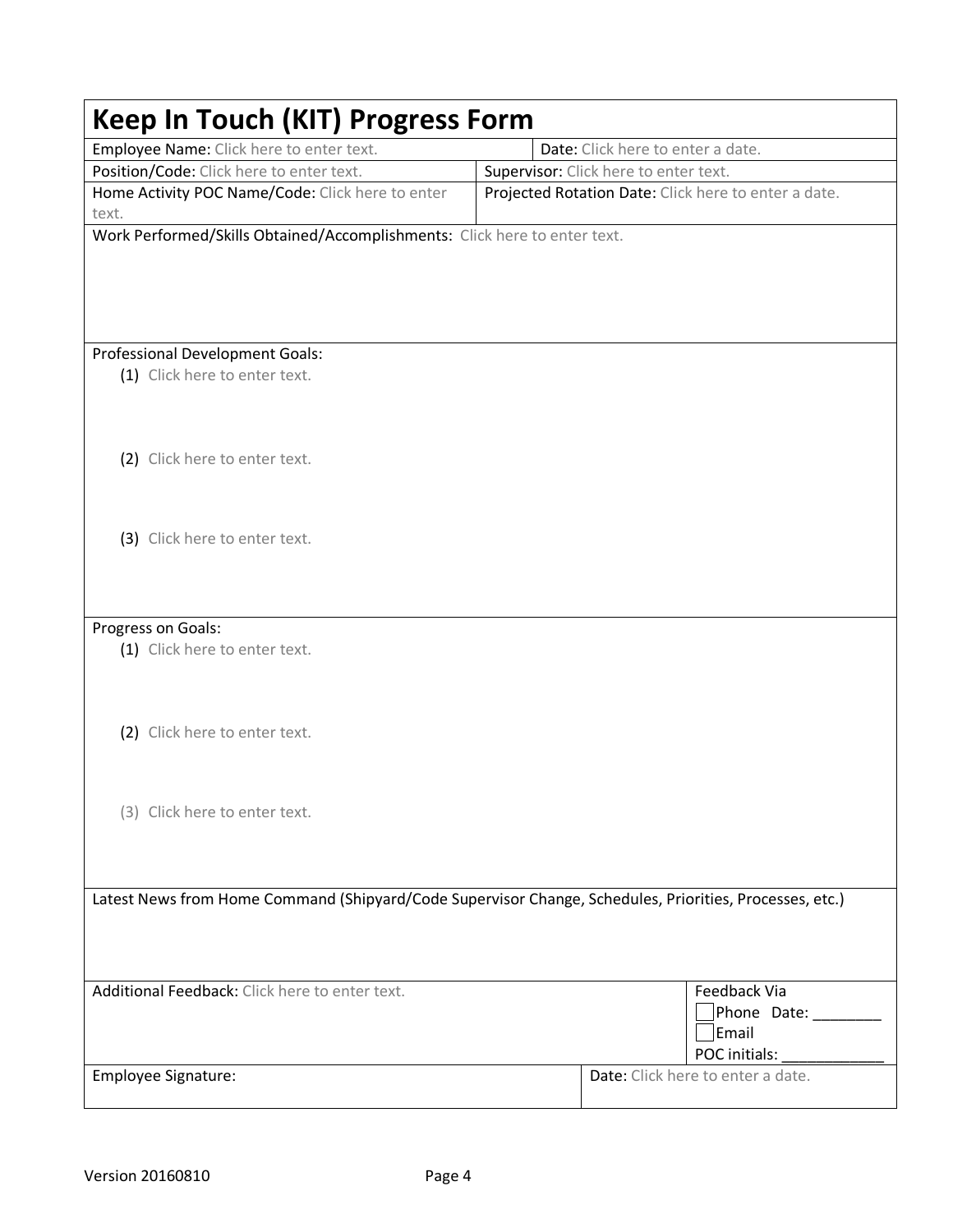# Keep In Touch (KIT) Progress Form

| | |
|---|---|
| **Employee Name:** Click here to enter text. | **Date:** Click here to enter a date. |
| **Position/Code:** Click here to enter text. | **Supervisor:** Click here to enter text. |
| Home Activity POC Name/Code: Click here to enter text. | Projected Rotation Date: Click here to enter a date. |

Work Performed/Skills Obtained/Accomplishments: Click here to enter text.

Professional Development Goals:

(1) Click here to enter text.

(2) Click here to enter text.

(3) Click here to enter text.

Progress on Goals:

(1) Click here to enter text.

(2) Click here to enter text.

(3) Click here to enter text.

Latest News from Home Command (Shipyard/Code Supervisor Change, Schedules, Priorities, Processes, etc.)

| | |
|---|---|
| Additional Feedback: Click here to enter text. | Feedback Via<br>☐ Phone Date: ________<br>☐ Email<br>POC initials: ____________ |
| Employee Signature: | **Date:** Click here to enter a date. |

Version 20160810